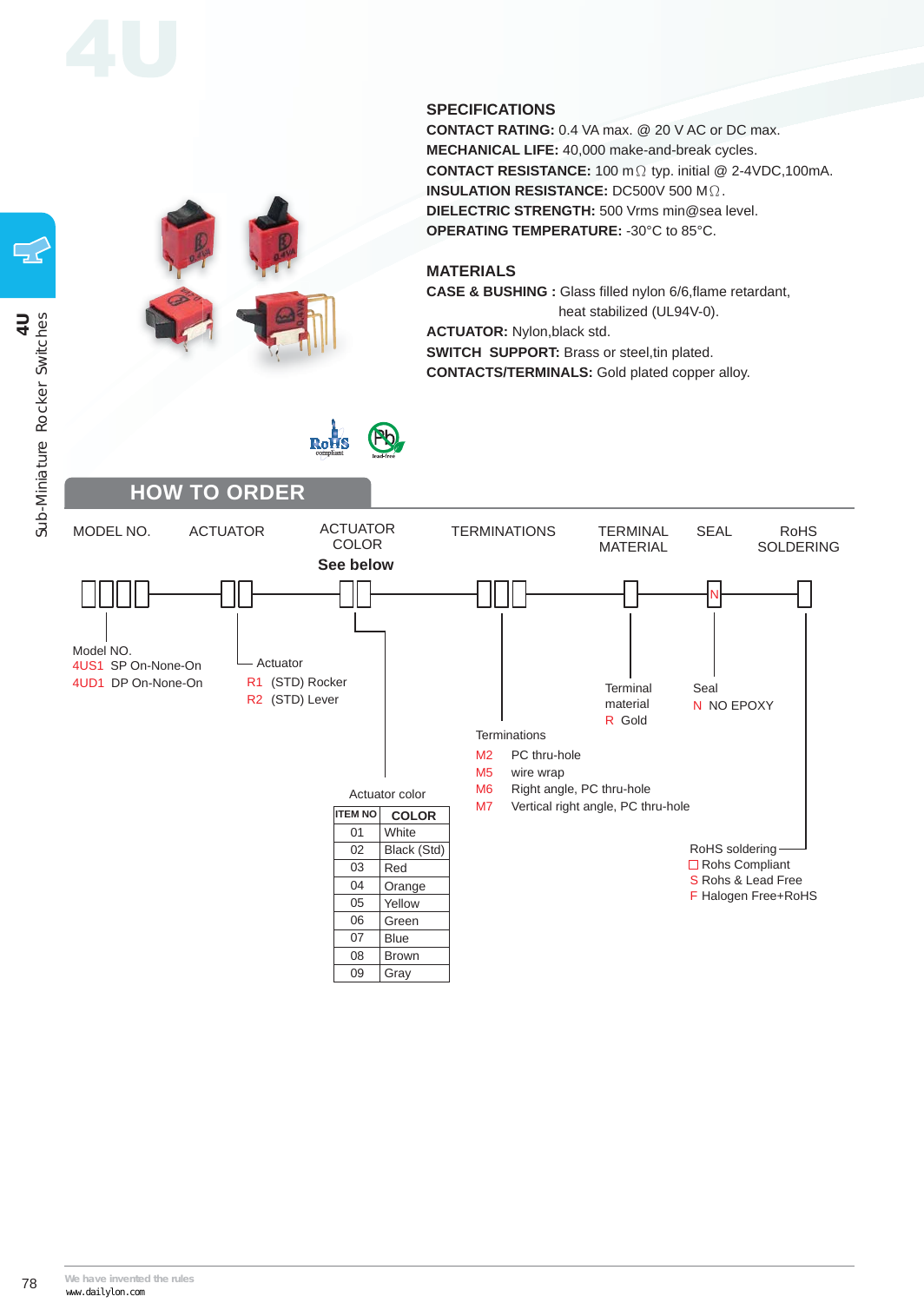# 4U

## SPECIFICATIONS

**CONTACT RATING:** 0.4 VA max. @ 20 V AC or DC max.
**MECHANICAL LIFE:** 40,000 make-and-break cycles.
**CONTACT RESISTANCE:** 100 mΩ typ. initial @ 2-4VDC,100mA.
**INSULATION RESISTANCE:** DC500V 500 MΩ.
**DIELECTRIC STRENGTH:** 500 Vrms min@sea level.
**OPERATING TEMPERATURE:** -30°C to 85°C.

## MATERIALS

**CASE & BUSHING :** Glass filled nylon 6/6,flame retardant, heat stabilized (UL94V-0).
**ACTUATOR:** Nylon,black std.
**SWITCH SUPPORT:** Brass or steel,tin plated.
**CONTACTS/TERMINALS:** Gold plated copper alloy.

4U Sub-Miniature Rocker Switches

## HOW TO ORDER

MODEL NO. | ACTUATOR | ACTUATOR COLOR **See below** | TERMINATIONS | TERMINAL MATERIAL | SEAL | RoHS SOLDERING

□□□□ — □□ — □□ — □□□ — □ — N — □

**Model NO.**
- 4US1 SP On-None-On
- 4UD1 DP On-None-On

**Actuator**
- R1 (STD) Rocker
- R2 (STD) Lever

**Actuator color**

| ITEM NO | COLOR |
|---|---|
| 01 | White |
| 02 | Black (Std) |
| 03 | Red |
| 04 | Orange |
| 05 | Yellow |
| 06 | Green |
| 07 | Blue |
| 08 | Brown |
| 09 | Gray |

**Terminations**
- M2 PC thru-hole
- M5 wire wrap
- M6 Right angle, PC thru-hole
- M7 Vertical right angle, PC thru-hole

**Terminal material**
- R Gold

**Seal**
- N NO EPOXY

**RoHS soldering**
- □ Rohs Compliant
- S Rohs & Lead Free
- F Halogen Free+RoHS

We have invented the rules
www.dailylon.com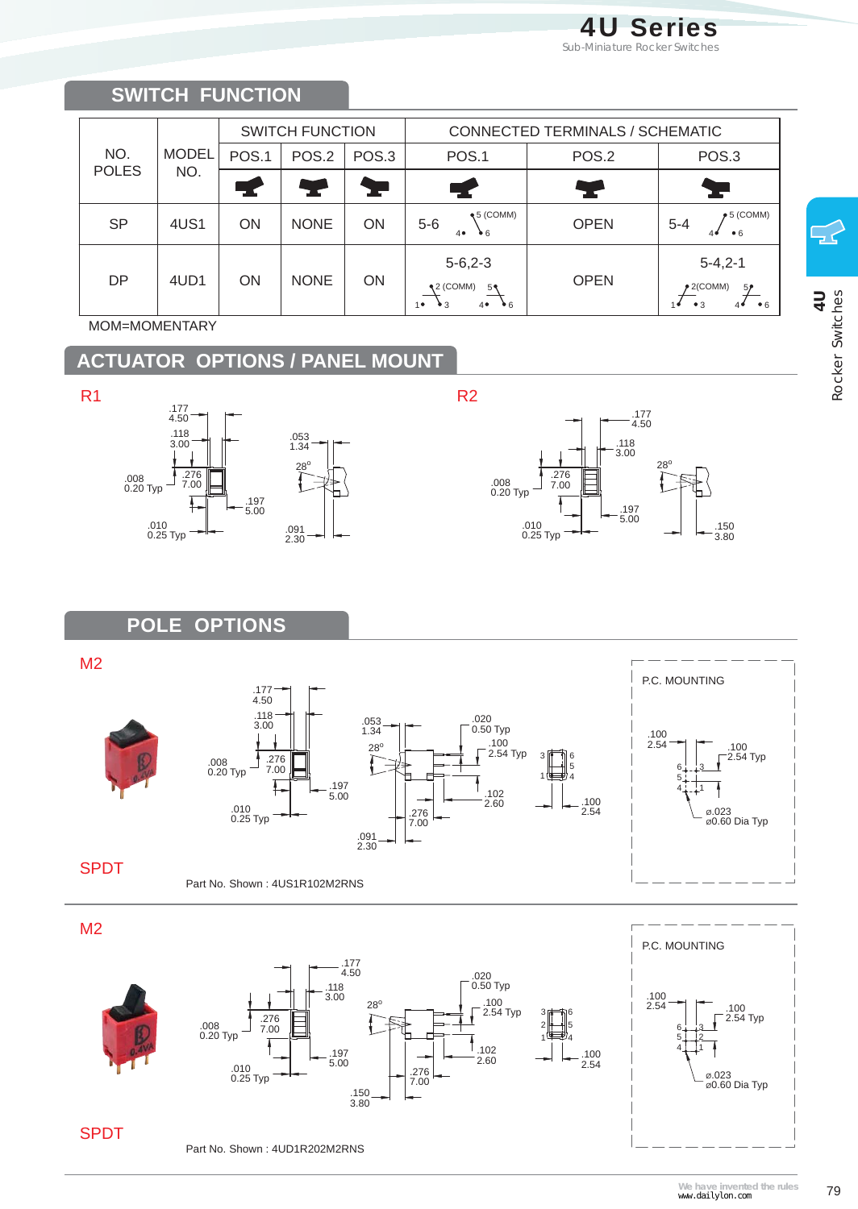## SWITCH FUNCTION

| NO. POLES | MODEL NO. | SWITCH FUNCTION | | | CONNECTED TERMINALS / SCHEMATIC | | |
|---|---|---|---|---|---|---|---|
| | | POS.1 | POS.2 | POS.3 | POS.1 | POS.2 | POS.3 |
| SP | 4US1 | ON | NONE | ON | 5-6 (5 (COMM), 4, 6) | OPEN | 5-4 (5 (COMM), 4, 6) |
| DP | 4UD1 | ON | NONE | ON | 5-6,2-3 (2 (COMM), 1, 3, 5, 4, 6) | OPEN | 5-4,2-1 (2(COMM), 1, 3, 5, 4, 6) |

MOM=MOMENTARY

## ACTUATOR OPTIONS / PANEL MOUNT

**R1**

.177 / 4.50; .118 / 3.00; .008 / 0.20 Typ; .276 / 7.00; .197 / 5.00; .010 / 0.25 Typ; .053 / 1.34; 28°; .091 / 2.30

**R2**

.177 / 4.50; .118 / 3.00; .008 / 0.20 Typ; .276 / 7.00; .197 / 5.00; .010 / 0.25 Typ; 28°; .150 / 3.80

## POLE OPTIONS

**M2**

.177 / 4.50; .118 / 3.00; .008 / 0.20 Typ; .276 / 7.00; .197 / 5.00; .010 / 0.25 Typ; .053 / 1.34; 28°; .020 / 0.50 Typ; .100 / 2.54 Typ; .102 / 2.60; .276 / 7.00; .091 / 2.30; .100 / 2.54

P.C. MOUNTING

.100 / 2.54; .100 / 2.54 Typ; ø.023 / ø0.60 Dia Typ

**SPDT**

Part No. Shown : 4US1R102M2RNS

**M2**

.177 / 4.50; .118 / 3.00; .008 / 0.20 Typ; .276 / 7.00; .197 / 5.00; .010 / 0.25 Typ; 28°; .020 / 0.50 Typ; .100 / 2.54 Typ; .102 / 2.60; .276 / 7.00; .150 / 3.80; .100 / 2.54

P.C. MOUNTING

.100 / 2.54; .100 / 2.54 Typ; ø.023 / ø0.60 Dia Typ

**SPDT**

Part No. Shown : 4UD1R202M2RNS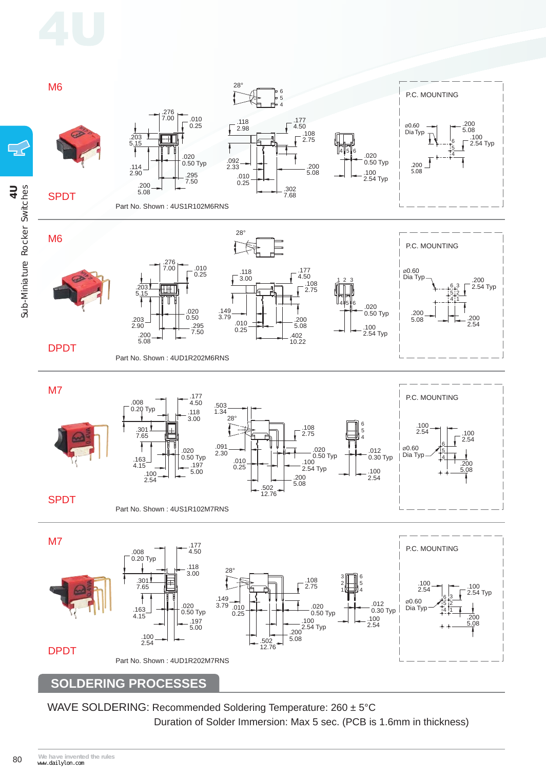# 4U

## M6

SPDT

28°

.276 7.00

.010 0.25

.203 5.15

.020 0.50 Typ

.114 2.90

.295 7.50

.200 5.08

.118 2.98

.177 4.50

.108 2.75

.092 2.33

.010 0.25

.200 5.08

.302 7.68

.020 0.50 Typ

.100 2.54 Typ

P.C. MOUNTING

ø0.60 Dia Typ

.200 5.08

.100 2.54 Typ

.200 5.08

Part No. Shown : 4US1R102M6RNS

## M6

DPDT

28°

.276 7.00

.010 0.25

.203 5.15

.020 0.50

.203 2.90

.295 7.50

.200 5.08

.118 3.00

.177 4.50

.108 2.75

.149 3.79

.010 0.25

.200 5.08

.402 10.22

.020 0.50 Typ

.100 2.54 Typ

P.C. MOUNTING

ø0.60 Dia Typ

.200 2.54 Typ

.200 5.08

.200 2.54

Part No. Shown : 4UD1R202M6RNS

## M7

SPDT

.008 0.20 Typ

.177 4.50

.118 3.00

.301 7.65

.020 0.50 Typ

.163 4.15

.197 5.00

.100 2.54

.503 1.34

28°

.108 2.75

.091 2.30

.010 0.25

.020 0.50 Typ

.100 2.54 Typ

.200 5.08

.502 12.76

.012 0.30 Typ

.100 2.54

P.C. MOUNTING

.100 2.54

.100 2.54

ø0.60 Dia Typ

.200 5.08

Part No. Shown : 4US1R102M7RNS

## M7

DPDT

.008 0.20 Typ

.177 4.50

.118 3.00

.301 7.65

.020 0.50 Typ

.163 4.15

.197 5.00

.100 2.54

28°

.108 2.75

.149 3.79

.010 0.25

.020 0.50 Typ

.100 2.54 Typ

.200 5.08

.502 12.76

.012 0.30 Typ

.100 2.54

P.C. MOUNTING

.100 2.54

.100 2.54 Typ

ø0.60 Dia Typ

.200 5.08

Part No. Shown : 4UD1R202M7RNS

## SOLDERING PROCESSES

WAVE SOLDERING: Recommended Soldering Temperature: 260 ± 5°C

Duration of Solder Immersion: Max 5 sec. (PCB is 1.6mm in thickness)